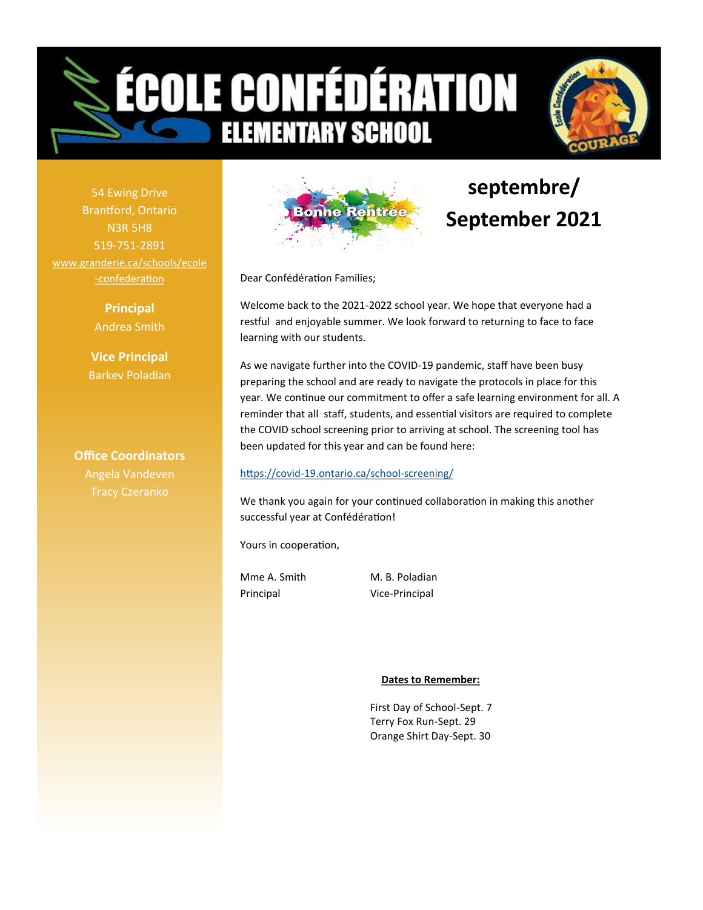# ÉCOLE CONFÉDÉRATION ELEMENTARY SCHOOL

54 Ewing Drive
Brantford, Ontario
N3R 5H8
519-751-2891
www.granderie.ca/schools/ecole-confederation

**Principal**
Andrea Smith

**Vice Principal**
Barkev Poladian

**Office Coordinators**
Angela Vandeven
Tracy Czeranko

Bonne Rentrée

## septembre/ September 2021

Dear Confédération Families;

Welcome back to the 2021-2022 school year. We hope that everyone had a restful and enjoyable summer. We look forward to returning to face to face learning with our students.

As we navigate further into the COVID-19 pandemic, staff have been busy preparing the school and are ready to navigate the protocols in place for this year. We continue our commitment to offer a safe learning environment for all. A reminder that all staff, students, and essential visitors are required to complete the COVID school screening prior to arriving at school. The screening tool has been updated for this year and can be found here:

https://covid-19.ontario.ca/school-screening/

We thank you again for your continued collaboration in making this another successful year at Confédération!

Yours in cooperation,

Mme A. Smith
Principal

M. B. Poladian
Vice-Principal

**Dates to Remember:**

First Day of School-Sept. 7
Terry Fox Run-Sept. 29
Orange Shirt Day-Sept. 30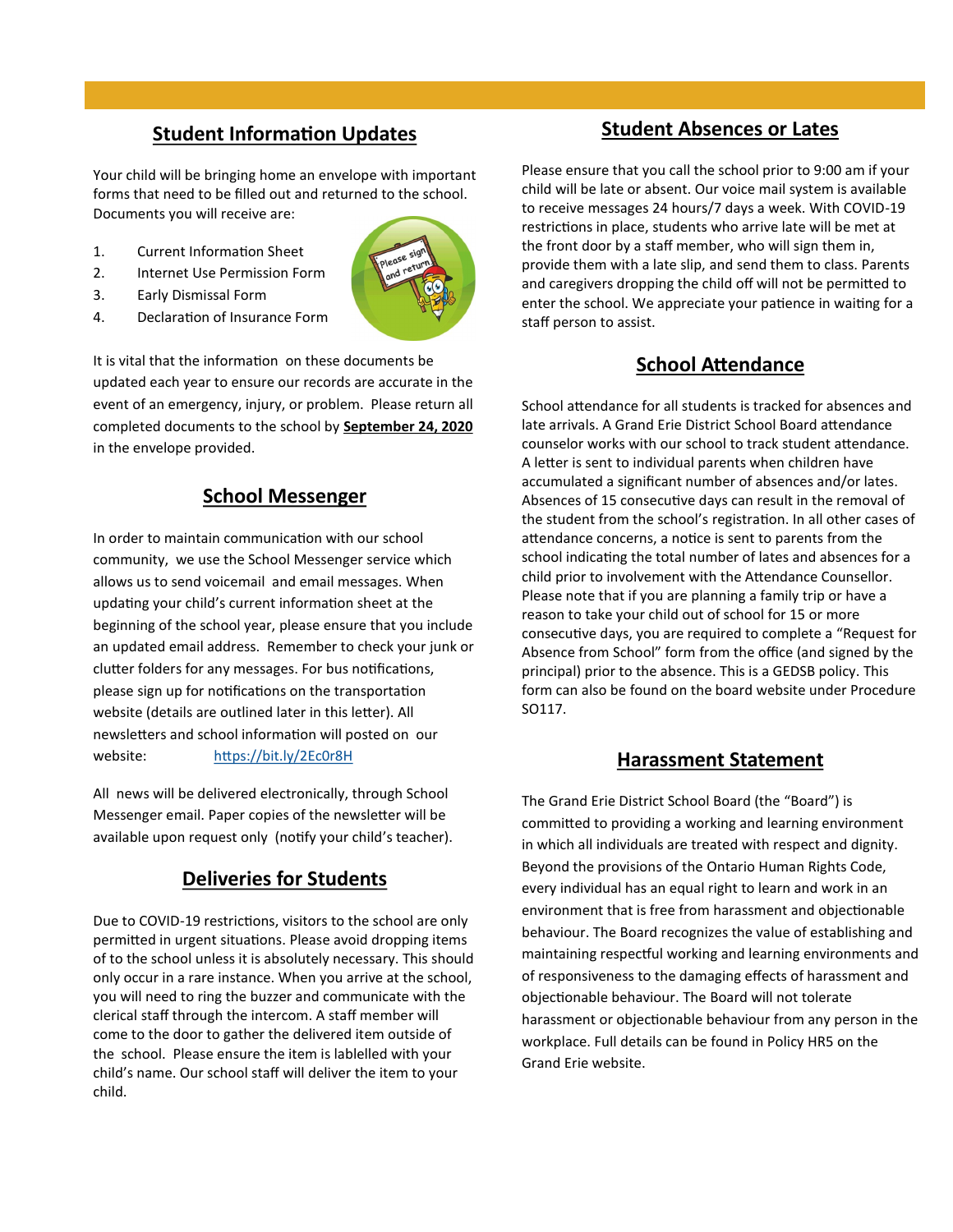## Student Information Updates

Your child will be bringing home an envelope with important forms that need to be filled out and returned to the school. Documents you will receive are:

1. Current Information Sheet
2. Internet Use Permission Form
3. Early Dismissal Form
4. Declaration of Insurance Form

It is vital that the information on these documents be updated each year to ensure our records are accurate in the event of an emergency, injury, or problem. Please return all completed documents to the school by **September 24, 2020** in the envelope provided.

## School Messenger

In order to maintain communication with our school community, we use the School Messenger service which allows us to send voicemail and email messages. When updating your child's current information sheet at the beginning of the school year, please ensure that you include an updated email address. Remember to check your junk or clutter folders for any messages. For bus notifications, please sign up for notifications on the transportation website (details are outlined later in this letter). All newsletters and school information will posted on our website: https://bit.ly/2Ec0r8H

All news will be delivered electronically, through School Messenger email. Paper copies of the newsletter will be available upon request only (notify your child's teacher).

## Deliveries for Students

Due to COVID-19 restrictions, visitors to the school are only permitted in urgent situations. Please avoid dropping items of to the school unless it is absolutely necessary. This should only occur in a rare instance. When you arrive at the school, you will need to ring the buzzer and communicate with the clerical staff through the intercom. A staff member will come to the door to gather the delivered item outside of the school. Please ensure the item is lablelled with your child's name. Our school staff will deliver the item to your child.

## Student Absences or Lates

Please ensure that you call the school prior to 9:00 am if your child will be late or absent. Our voice mail system is available to receive messages 24 hours/7 days a week. With COVID-19 restrictions in place, students who arrive late will be met at the front door by a staff member, who will sign them in, provide them with a late slip, and send them to class. Parents and caregivers dropping the child off will not be permitted to enter the school. We appreciate your patience in waiting for a staff person to assist.

## School Attendance

School attendance for all students is tracked for absences and late arrivals. A Grand Erie District School Board attendance counselor works with our school to track student attendance. A letter is sent to individual parents when children have accumulated a significant number of absences and/or lates. Absences of 15 consecutive days can result in the removal of the student from the school's registration. In all other cases of attendance concerns, a notice is sent to parents from the school indicating the total number of lates and absences for a child prior to involvement with the Attendance Counsellor. Please note that if you are planning a family trip or have a reason to take your child out of school for 15 or more consecutive days, you are required to complete a "Request for Absence from School" form from the office (and signed by the principal) prior to the absence. This is a GEDSB policy. This form can also be found on the board website under Procedure SO117.

## Harassment Statement

The Grand Erie District School Board (the "Board") is committed to providing a working and learning environment in which all individuals are treated with respect and dignity. Beyond the provisions of the Ontario Human Rights Code, every individual has an equal right to learn and work in an environment that is free from harassment and objectionable behaviour. The Board recognizes the value of establishing and maintaining respectful working and learning environments and of responsiveness to the damaging effects of harassment and objectionable behaviour. The Board will not tolerate harassment or objectionable behaviour from any person in the workplace. Full details can be found in Policy HR5 on the Grand Erie website.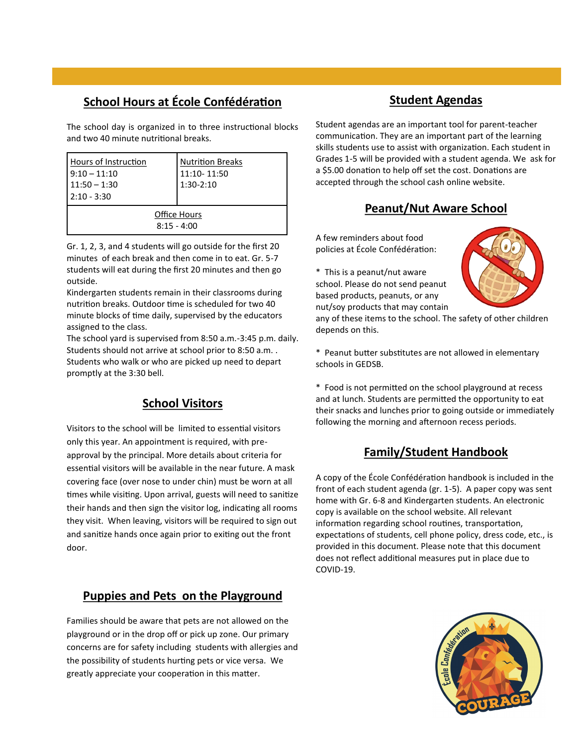## School Hours at École Confédération

The school day is organized in to three instructional blocks and two 40 minute nutritional breaks.

| Hours of Instruction | Nutrition Breaks |
|---|---|
| 9:10 – 11:10<br>11:50 – 1:30<br>2:10 - 3:30 | 11:10- 11:50<br>1:30-2:10 |
| Office Hours<br>8:15 - 4:00 | |

Gr. 1, 2, 3, and 4 students will go outside for the first 20 minutes of each break and then come in to eat. Gr. 5-7 students will eat during the first 20 minutes and then go outside.

Kindergarten students remain in their classrooms during nutrition breaks. Outdoor time is scheduled for two 40 minute blocks of time daily, supervised by the educators assigned to the class.

The school yard is supervised from 8:50 a.m.-3:45 p.m. daily. Students should not arrive at school prior to 8:50 a.m. . Students who walk or who are picked up need to depart promptly at the 3:30 bell.

## School Visitors

Visitors to the school will be limited to essential visitors only this year. An appointment is required, with pre-approval by the principal. More details about criteria for essential visitors will be available in the near future. A mask covering face (over nose to under chin) must be worn at all times while visiting. Upon arrival, guests will need to sanitize their hands and then sign the visitor log, indicating all rooms they visit. When leaving, visitors will be required to sign out and sanitize hands once again prior to exiting out the front door.

## Puppies and Pets on the Playground

Families should be aware that pets are not allowed on the playground or in the drop off or pick up zone. Our primary concerns are for safety including students with allergies and the possibility of students hurting pets or vice versa. We greatly appreciate your cooperation in this matter.

## Student Agendas

Student agendas are an important tool for parent-teacher communication. They are an important part of the learning skills students use to assist with organization. Each student in Grades 1-5 will be provided with a student agenda. We ask for a $5.00 donation to help off set the cost. Donations are accepted through the school cash online website.

## Peanut/Nut Aware School

A few reminders about food policies at École Confédération:

* This is a peanut/nut aware school. Please do not send peanut based products, peanuts, or any nut/soy products that may contain any of these items to the school. The safety of other children depends on this.

* Peanut butter substitutes are not allowed in elementary schools in GEDSB.

* Food is not permitted on the school playground at recess and at lunch. Students are permitted the opportunity to eat their snacks and lunches prior to going outside or immediately following the morning and afternoon recess periods.

## Family/Student Handbook

A copy of the École Confédération handbook is included in the front of each student agenda (gr. 1-5). A paper copy was sent home with Gr. 6-8 and Kindergarten students. An electronic copy is available on the school website. All relevant information regarding school routines, transportation, expectations of students, cell phone policy, dress code, etc., is provided in this document. Please note that this document does not reflect additional measures put in place due to COVID-19.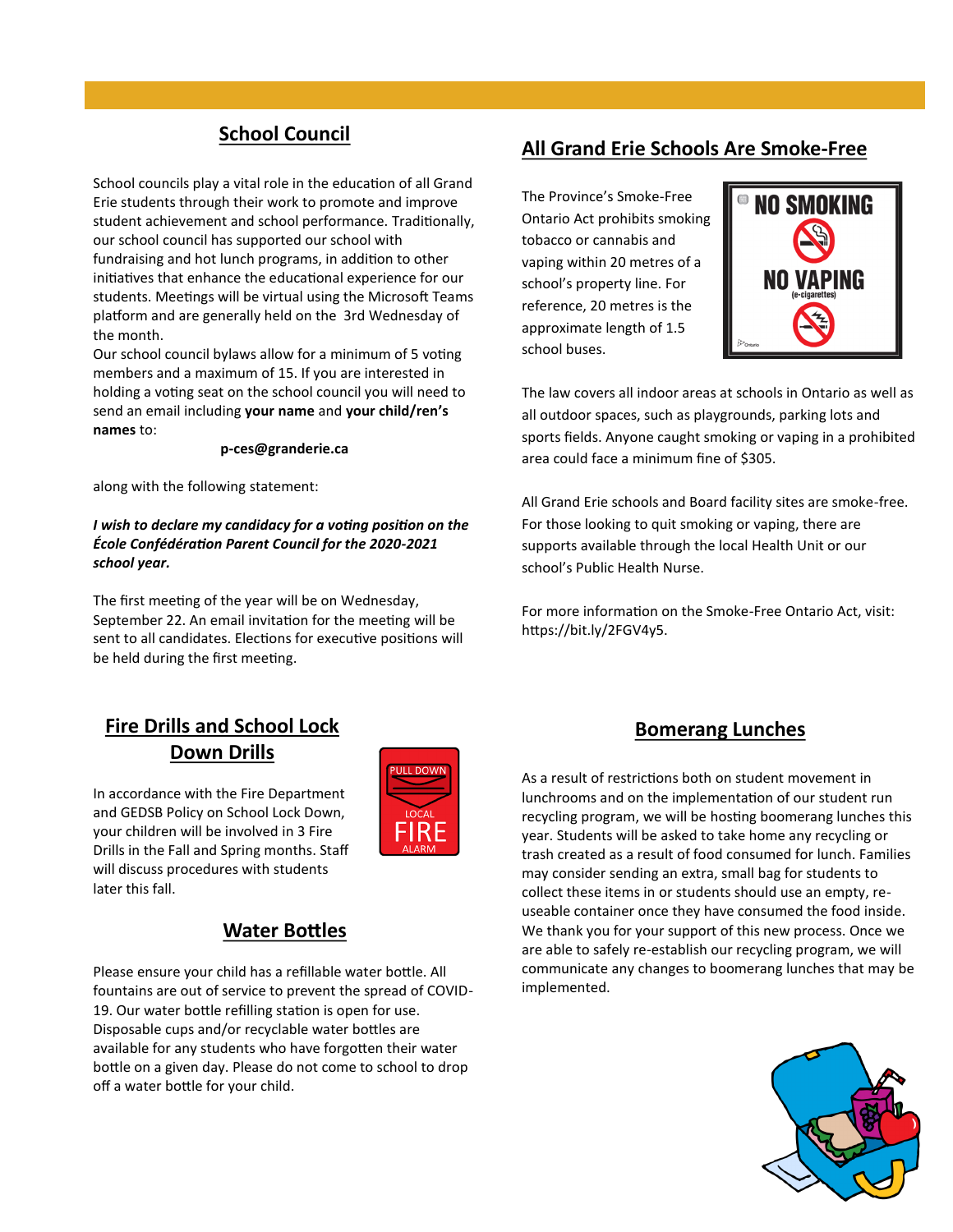## School Council

School councils play a vital role in the education of all Grand Erie students through their work to promote and improve student achievement and school performance. Traditionally, our school council has supported our school with fundraising and hot lunch programs, in addition to other initiatives that enhance the educational experience for our students. Meetings will be virtual using the Microsoft Teams platform and are generally held on the 3rd Wednesday of the month.

Our school council bylaws allow for a minimum of 5 voting members and a maximum of 15. If you are interested in holding a voting seat on the school council you will need to send an email including **your name** and **your child/ren's names** to:

**p-ces@granderie.ca**

along with the following statement:

***I wish to declare my candidacy for a voting position on the École Confédération Parent Council for the 2020-2021 school year.***

The first meeting of the year will be on Wednesday, September 22. An email invitation for the meeting will be sent to all candidates. Elections for executive positions will be held during the first meeting.

## All Grand Erie Schools Are Smoke-Free

The Province's Smoke-Free Ontario Act prohibits smoking tobacco or cannabis and vaping within 20 metres of a school's property line. For reference, 20 metres is the approximate length of 1.5 school buses.

The law covers all indoor areas at schools in Ontario as well as all outdoor spaces, such as playgrounds, parking lots and sports fields. Anyone caught smoking or vaping in a prohibited area could face a minimum fine of $305.

All Grand Erie schools and Board facility sites are smoke-free. For those looking to quit smoking or vaping, there are supports available through the local Health Unit or our school's Public Health Nurse.

For more information on the Smoke-Free Ontario Act, visit: https://bit.ly/2FGV4y5.

## Fire Drills and School Lock Down Drills

In accordance with the Fire Department and GEDSB Policy on School Lock Down, your children will be involved in 3 Fire Drills in the Fall and Spring months. Staff will discuss procedures with students later this fall.

## Water Bottles

Please ensure your child has a refillable water bottle. All fountains are out of service to prevent the spread of COVID-19. Our water bottle refilling station is open for use. Disposable cups and/or recyclable water bottles are available for any students who have forgotten their water bottle on a given day. Please do not come to school to drop off a water bottle for your child.

## Bomerang Lunches

As a result of restrictions both on student movement in lunchrooms and on the implementation of our student run recycling program, we will be hosting boomerang lunches this year. Students will be asked to take home any recycling or trash created as a result of food consumed for lunch. Families may consider sending an extra, small bag for students to collect these items in or students should use an empty, re-useable container once they have consumed the food inside. We thank you for your support of this new process. Once we are able to safely re-establish our recycling program, we will communicate any changes to boomerang lunches that may be implemented.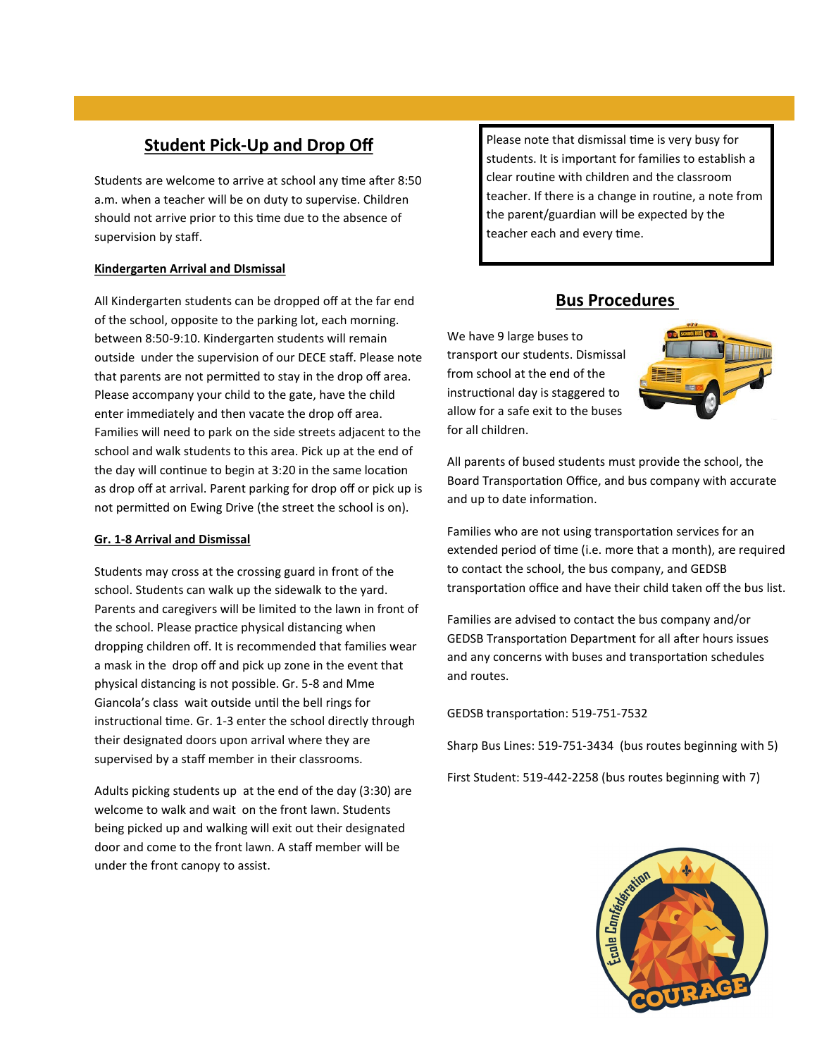## Student Pick-Up and Drop Off

Students are welcome to arrive at school any time after 8:50 a.m. when a teacher will be on duty to supervise. Children should not arrive prior to this time due to the absence of supervision by staff.

### Kindergarten Arrival and DIsmissal

All Kindergarten students can be dropped off at the far end of the school, opposite to the parking lot, each morning. between 8:50-9:10. Kindergarten students will remain outside under the supervision of our DECE staff. Please note that parents are not permitted to stay in the drop off area. Please accompany your child to the gate, have the child enter immediately and then vacate the drop off area. Families will need to park on the side streets adjacent to the school and walk students to this area. Pick up at the end of the day will continue to begin at 3:20 in the same location as drop off at arrival. Parent parking for drop off or pick up is not permitted on Ewing Drive (the street the school is on).

### Gr. 1-8 Arrival and Dismissal

Students may cross at the crossing guard in front of the school. Students can walk up the sidewalk to the yard. Parents and caregivers will be limited to the lawn in front of the school. Please practice physical distancing when dropping children off. It is recommended that families wear a mask in the drop off and pick up zone in the event that physical distancing is not possible. Gr. 5-8 and Mme Giancola's class wait outside until the bell rings for instructional time. Gr. 1-3 enter the school directly through their designated doors upon arrival where they are supervised by a staff member in their classrooms.

Adults picking students up at the end of the day (3:30) are welcome to walk and wait on the front lawn. Students being picked up and walking will exit out their designated door and come to the front lawn. A staff member will be under the front canopy to assist.

Please note that dismissal time is very busy for students. It is important for families to establish a clear routine with children and the classroom teacher. If there is a change in routine, a note from the parent/guardian will be expected by the teacher each and every time.

## Bus Procedures

We have 9 large buses to transport our students. Dismissal from school at the end of the instructional day is staggered to allow for a safe exit to the buses for all children.

All parents of bused students must provide the school, the Board Transportation Office, and bus company with accurate and up to date information.

Families who are not using transportation services for an extended period of time (i.e. more that a month), are required to contact the school, the bus company, and GEDSB transportation office and have their child taken off the bus list.

Families are advised to contact the bus company and/or GEDSB Transportation Department for all after hours issues and any concerns with buses and transportation schedules and routes.

GEDSB transportation: 519-751-7532

Sharp Bus Lines: 519-751-3434 (bus routes beginning with 5)

First Student: 519-442-2258 (bus routes beginning with 7)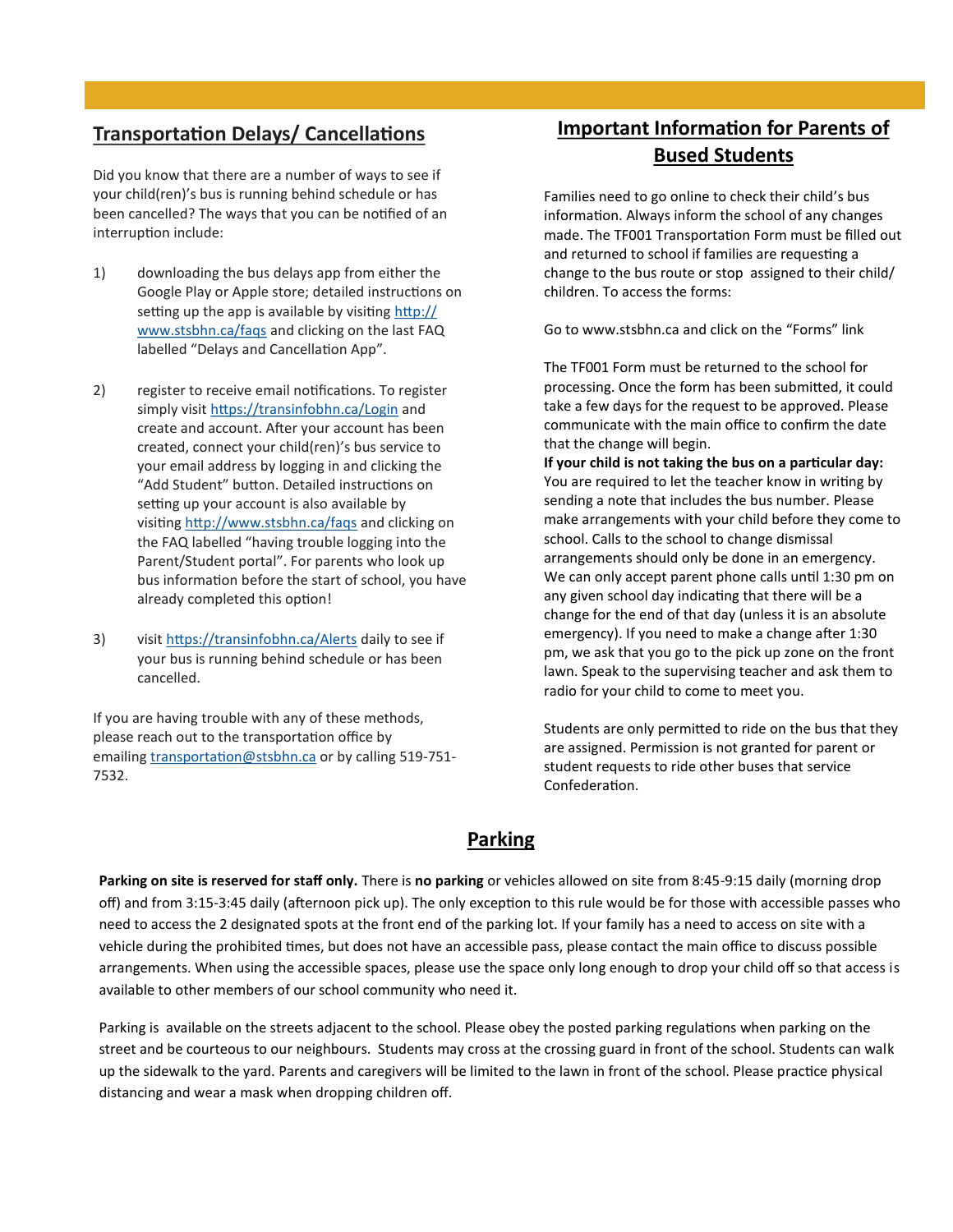## Transportation Delays/ Cancellations

Did you know that there are a number of ways to see if your child(ren)'s bus is running behind schedule or has been cancelled? The ways that you can be notified of an interruption include:

1) downloading the bus delays app from either the Google Play or Apple store; detailed instructions on setting up the app is available by visiting http://www.stsbhn.ca/faqs and clicking on the last FAQ labelled "Delays and Cancellation App".

2) register to receive email notifications. To register simply visit https://transinfobhn.ca/Login and create and account. After your account has been created, connect your child(ren)'s bus service to your email address by logging in and clicking the "Add Student" button. Detailed instructions on setting up your account is also available by visiting http://www.stsbhn.ca/faqs and clicking on the FAQ labelled "having trouble logging into the Parent/Student portal". For parents who look up bus information before the start of school, you have already completed this option!

3) visit https://transinfobhn.ca/Alerts daily to see if your bus is running behind schedule or has been cancelled.

If you are having trouble with any of these methods, please reach out to the transportation office by emailing transportation@stsbhn.ca or by calling 519-751-7532.

## Important Information for Parents of Bused Students

Families need to go online to check their child's bus information. Always inform the school of any changes made. The TF001 Transportation Form must be filled out and returned to school if families are requesting a change to the bus route or stop assigned to their child/ children. To access the forms:

Go to www.stsbhn.ca and click on the "Forms" link

The TF001 Form must be returned to the school for processing. Once the form has been submitted, it could take a few days for the request to be approved. Please communicate with the main office to confirm the date that the change will begin.

**If your child is not taking the bus on a particular day:** You are required to let the teacher know in writing by sending a note that includes the bus number. Please make arrangements with your child before they come to school. Calls to the school to change dismissal arrangements should only be done in an emergency. We can only accept parent phone calls until 1:30 pm on any given school day indicating that there will be a change for the end of that day (unless it is an absolute emergency). If you need to make a change after 1:30 pm, we ask that you go to the pick up zone on the front lawn. Speak to the supervising teacher and ask them to radio for your child to come to meet you.

Students are only permitted to ride on the bus that they are assigned. Permission is not granted for parent or student requests to ride other buses that service Confederation.

## Parking

**Parking on site is reserved for staff only.** There is **no parking** or vehicles allowed on site from 8:45-9:15 daily (morning drop off) and from 3:15-3:45 daily (afternoon pick up). The only exception to this rule would be for those with accessible passes who need to access the 2 designated spots at the front end of the parking lot. If your family has a need to access on site with a vehicle during the prohibited times, but does not have an accessible pass, please contact the main office to discuss possible arrangements. When using the accessible spaces, please use the space only long enough to drop your child off so that access is available to other members of our school community who need it.

Parking is available on the streets adjacent to the school. Please obey the posted parking regulations when parking on the street and be courteous to our neighbours. Students may cross at the crossing guard in front of the school. Students can walk up the sidewalk to the yard. Parents and caregivers will be limited to the lawn in front of the school. Please practice physical distancing and wear a mask when dropping children off.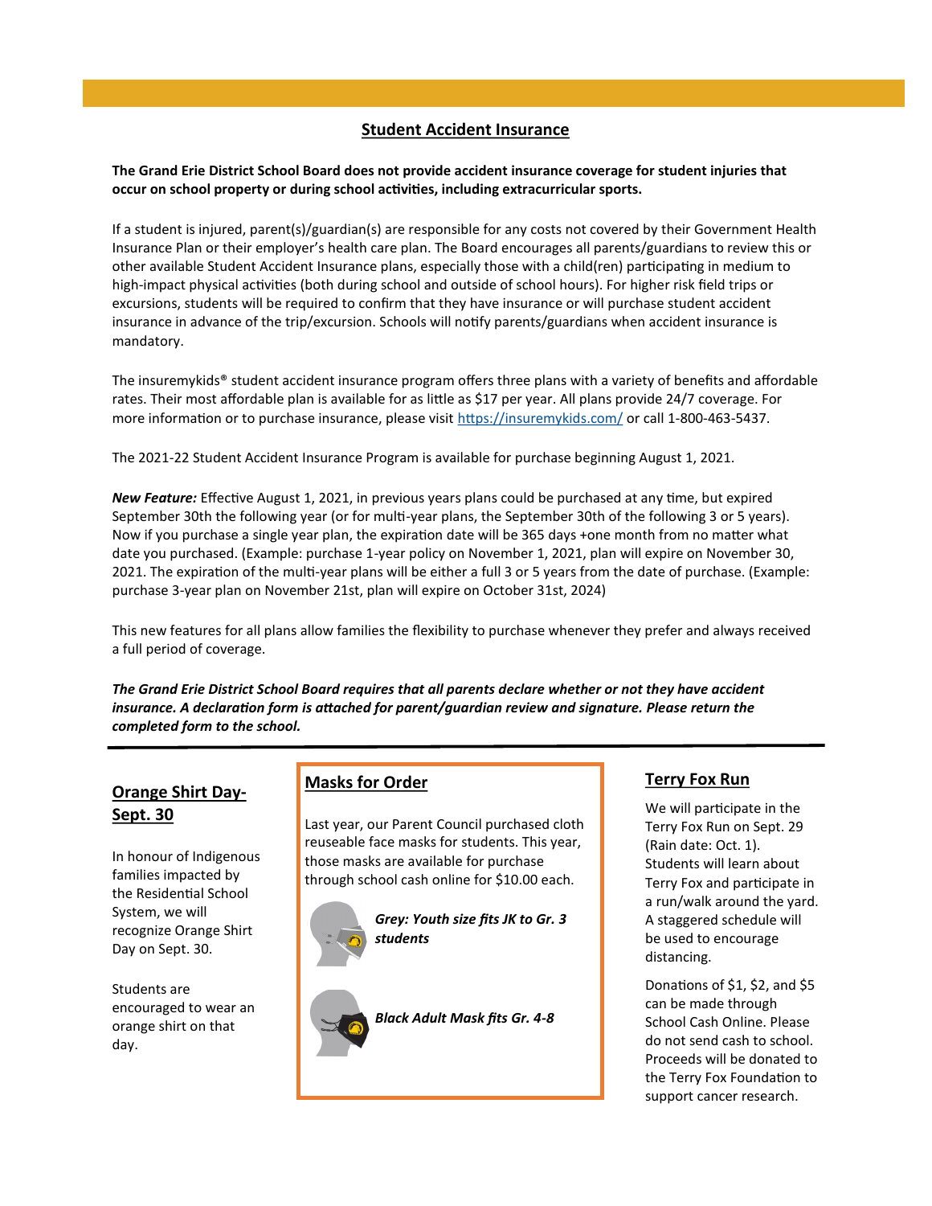## Student Accident Insurance

**The Grand Erie District School Board does not provide accident insurance coverage for student injuries that occur on school property or during school activities, including extracurricular sports.**

If a student is injured, parent(s)/guardian(s) are responsible for any costs not covered by their Government Health Insurance Plan or their employer's health care plan. The Board encourages all parents/guardians to review this or other available Student Accident Insurance plans, especially those with a child(ren) participating in medium to high-impact physical activities (both during school and outside of school hours). For higher risk field trips or excursions, students will be required to confirm that they have insurance or will purchase student accident insurance in advance of the trip/excursion. Schools will notify parents/guardians when accident insurance is mandatory.

The insuremykids® student accident insurance program offers three plans with a variety of benefits and affordable rates. Their most affordable plan is available for as little as $17 per year. All plans provide 24/7 coverage. For more information or to purchase insurance, please visit https://insuremykids.com/ or call 1-800-463-5437.

The 2021-22 Student Accident Insurance Program is available for purchase beginning August 1, 2021.

***New Feature:*** Effective August 1, 2021, in previous years plans could be purchased at any time, but expired September 30th the following year (or for multi-year plans, the September 30th of the following 3 or 5 years). Now if you purchase a single year plan, the expiration date will be 365 days +one month from no matter what date you purchased. (Example: purchase 1-year policy on November 1, 2021, plan will expire on November 30, 2021. The expiration of the multi-year plans will be either a full 3 or 5 years from the date of purchase. (Example: purchase 3-year plan on November 21st, plan will expire on October 31st, 2024)

This new features for all plans allow families the flexibility to purchase whenever they prefer and always received a full period of coverage.

***The Grand Erie District School Board requires that all parents declare whether or not they have accident insurance. A declaration form is attached for parent/guardian review and signature. Please return the completed form to the school.***

---

### Orange Shirt Day- Sept. 30

In honour of Indigenous families impacted by the Residential School System, we will recognize Orange Shirt Day on Sept. 30.

Students are encouraged to wear an orange shirt on that day.

### Masks for Order

Last year, our Parent Council purchased cloth reuseable face masks for students. This year, those masks are available for purchase through school cash online for $10.00 each.

***Grey: Youth size fits JK to Gr. 3 students***

***Black Adult Mask fits Gr. 4-8***

### Terry Fox Run

We will participate in the Terry Fox Run on Sept. 29 (Rain date: Oct. 1). Students will learn about Terry Fox and participate in a run/walk around the yard. A staggered schedule will be used to encourage distancing.

Donations of $1, $2, and $5 can be made through School Cash Online. Please do not send cash to school. Proceeds will be donated to the Terry Fox Foundation to support cancer research.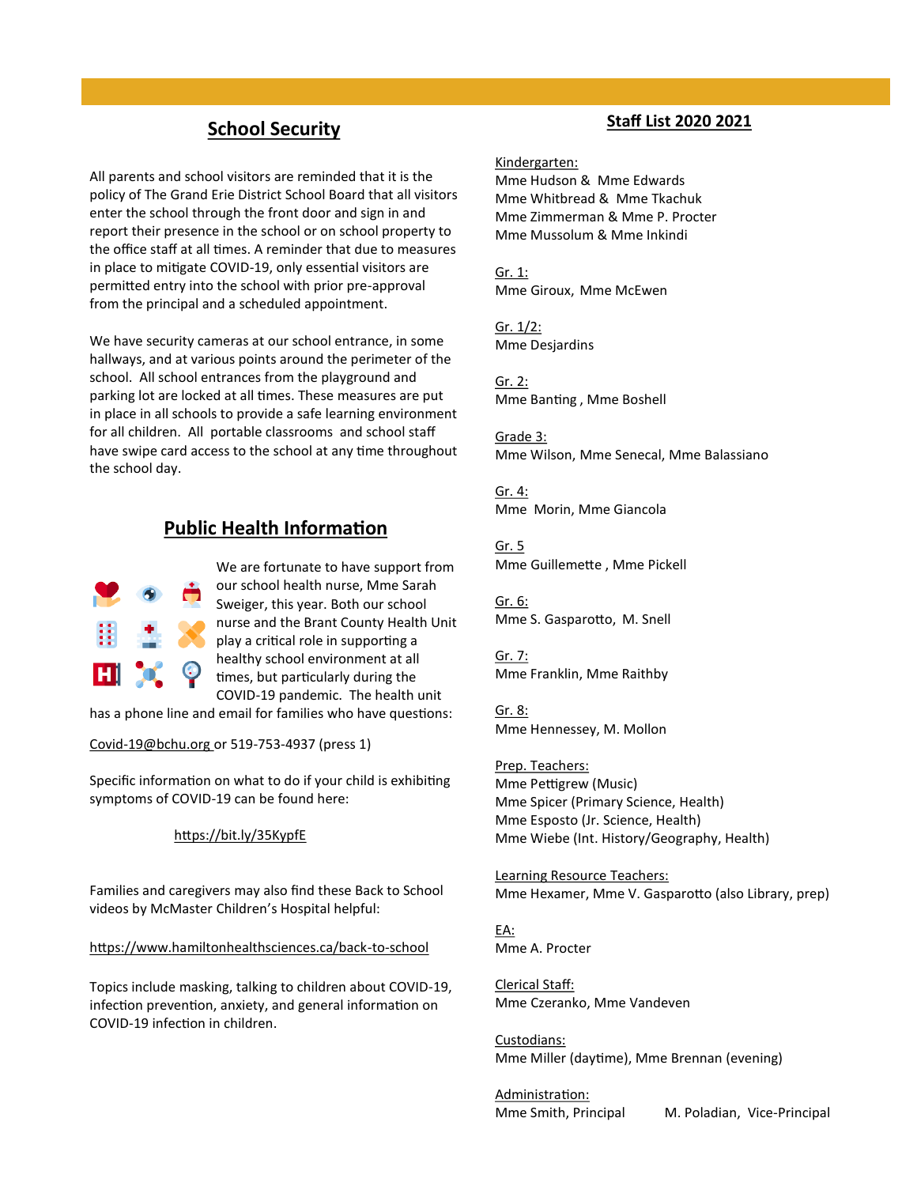## School Security

All parents and school visitors are reminded that it is the policy of The Grand Erie District School Board that all visitors enter the school through the front door and sign in and report their presence in the school or on school property to the office staff at all times. A reminder that due to measures in place to mitigate COVID-19, only essential visitors are permitted entry into the school with prior pre-approval from the principal and a scheduled appointment.

We have security cameras at our school entrance, in some hallways, and at various points around the perimeter of the school. All school entrances from the playground and parking lot are locked at all times. These measures are put in place in all schools to provide a safe learning environment for all children. All portable classrooms and school staff have swipe card access to the school at any time throughout the school day.

## Public Health Information

We are fortunate to have support from our school health nurse, Mme Sarah Sweiger, this year. Both our school nurse and the Brant County Health Unit play a critical role in supporting a healthy school environment at all times, but particularly during the COVID-19 pandemic. The health unit has a phone line and email for families who have questions:

Covid-19@bchu.org or 519-753-4937 (press 1)

Specific information on what to do if your child is exhibiting symptoms of COVID-19 can be found here:

https://bit.ly/35KypfE

Families and caregivers may also find these Back to School videos by McMaster Children's Hospital helpful:

https://www.hamiltonhealthsciences.ca/back-to-school

Topics include masking, talking to children about COVID-19, infection prevention, anxiety, and general information on COVID-19 infection in children.

## Staff List 2020 2021

Kindergarten:
Mme Hudson & Mme Edwards
Mme Whitbread & Mme Tkachuk
Mme Zimmerman & Mme P. Procter
Mme Mussolum & Mme Inkindi

Gr. 1:
Mme Giroux, Mme McEwen

Gr. 1/2:
Mme Desjardins

Gr. 2:
Mme Banting , Mme Boshell

Grade 3:
Mme Wilson, Mme Senecal, Mme Balassiano

Gr. 4:
Mme Morin, Mme Giancola

Gr. 5
Mme Guillemette , Mme Pickell

Gr. 6:
Mme S. Gasparotto, M. Snell

Gr. 7:
Mme Franklin, Mme Raithby

Gr. 8:
Mme Hennessey, M. Mollon

Prep. Teachers:
Mme Pettigrew (Music)
Mme Spicer (Primary Science, Health)
Mme Esposto (Jr. Science, Health)
Mme Wiebe (Int. History/Geography, Health)

Learning Resource Teachers:
Mme Hexamer, Mme V. Gasparotto (also Library, prep)

EA:
Mme A. Procter

Clerical Staff:
Mme Czeranko, Mme Vandeven

Custodians:
Mme Miller (daytime), Mme Brennan (evening)

Administration:
Mme Smith, Principal    M. Poladian, Vice-Principal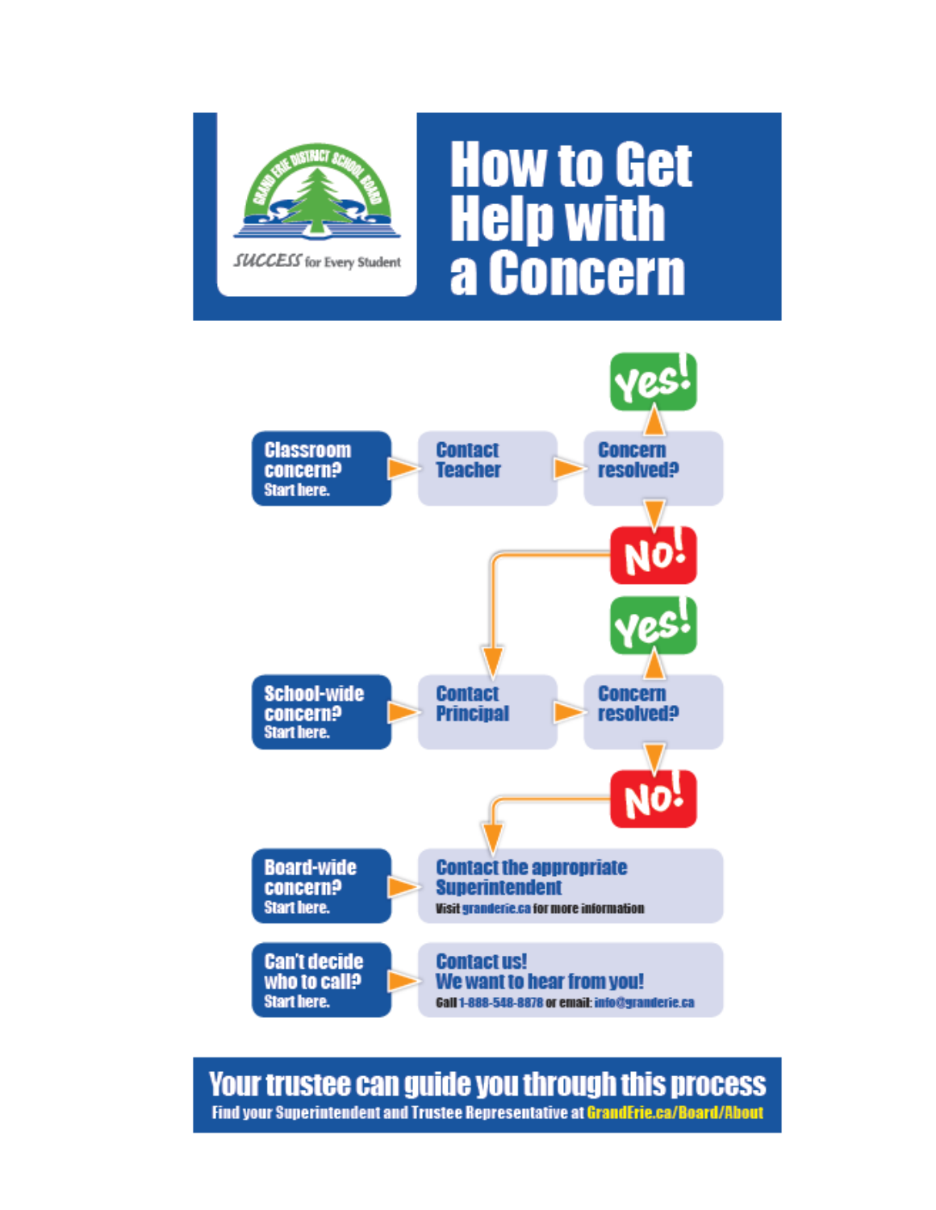GRAND ERIE DISTRICT SCHOOL BOARD

SUCCESS for Every Student

# How to Get Help with a Concern

**Classroom concern?** Start here. → Contact Teacher → Concern resolved? → Yes! / No!

**School-wide concern?** Start here. → Contact Principal → Concern resolved? → Yes! / No!

**Board-wide concern?** Start here. → Contact the appropriate Superintendent

Visit granderie.ca for more information

**Can't decide who to call?** Start here. → Contact us! We want to hear from you!

Call 1-888-548-8878 or email: info@granderie.ca

## Your trustee can guide you through this process

Find your Superintendent and Trustee Representative at GrandErie.ca/Board/About